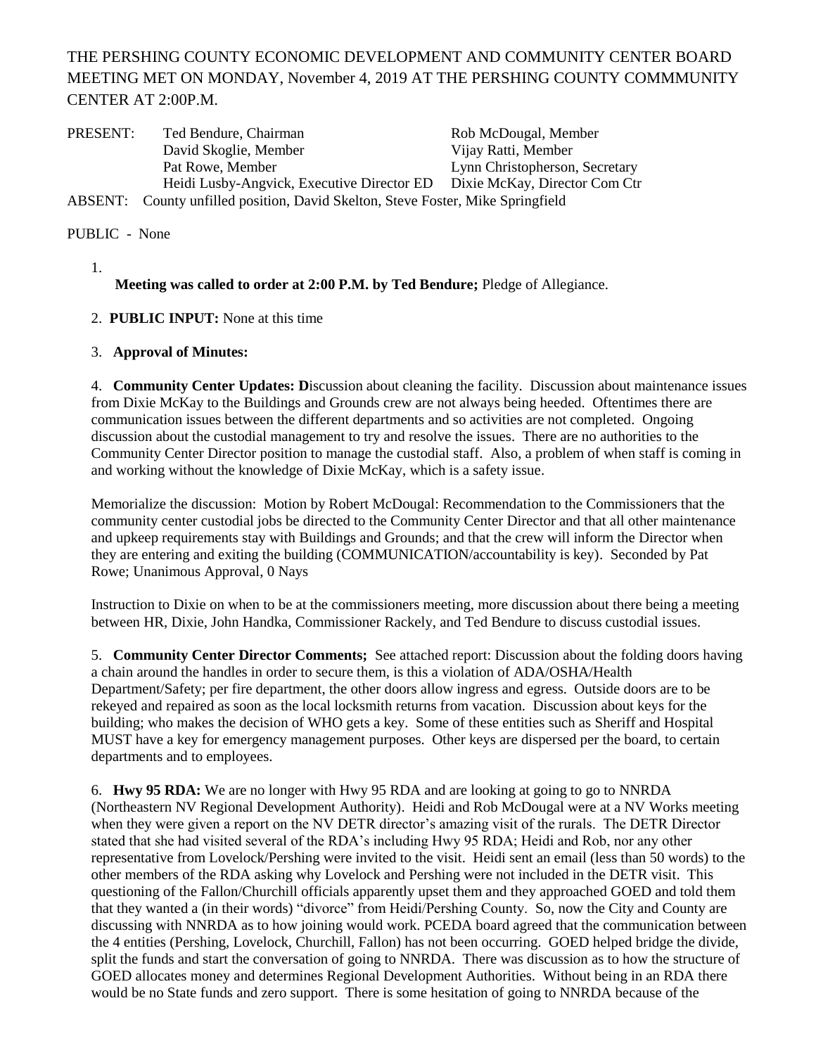THE PERSHING COUNTY ECONOMIC DEVELOPMENT AND COMMUNITY CENTER BOARD MEETING MET ON MONDAY, November 4, 2019 AT THE PERSHING COUNTY COMMMUNITY CENTER AT 2:00P.M.

| | | |
|---|---|---|
| PRESENT: | Ted Bendure, Chairman | Rob McDougal, Member |
| | David Skoglie, Member | Vijay Ratti, Member |
| | Pat Rowe, Member | Lynn Christopherson, Secretary |
| | Heidi Lusby-Angvick, Executive Director ED | Dixie McKay, Director Com Ctr |
| ABSENT: | County unfilled position, David Skelton, Steve Foster, Mike Springfield | |

PUBLIC - None

1. **Meeting was called to order at 2:00 P.M. by Ted Bendure;** Pledge of Allegiance.

2. **PUBLIC INPUT:** None at this time

3. **Approval of Minutes:**

4. **Community Center Updates: D**iscussion about cleaning the facility. Discussion about maintenance issues from Dixie McKay to the Buildings and Grounds crew are not always being heeded. Oftentimes there are communication issues between the different departments and so activities are not completed. Ongoing discussion about the custodial management to try and resolve the issues. There are no authorities to the Community Center Director position to manage the custodial staff. Also, a problem of when staff is coming in and working without the knowledge of Dixie McKay, which is a safety issue.

Memorialize the discussion: Motion by Robert McDougal: Recommendation to the Commissioners that the community center custodial jobs be directed to the Community Center Director and that all other maintenance and upkeep requirements stay with Buildings and Grounds; and that the crew will inform the Director when they are entering and exiting the building (COMMUNICATION/accountability is key). Seconded by Pat Rowe; Unanimous Approval, 0 Nays

Instruction to Dixie on when to be at the commissioners meeting, more discussion about there being a meeting between HR, Dixie, John Handka, Commissioner Rackely, and Ted Bendure to discuss custodial issues.

5. **Community Center Director Comments;** See attached report: Discussion about the folding doors having a chain around the handles in order to secure them, is this a violation of ADA/OSHA/Health Department/Safety; per fire department, the other doors allow ingress and egress. Outside doors are to be rekeyed and repaired as soon as the local locksmith returns from vacation. Discussion about keys for the building; who makes the decision of WHO gets a key. Some of these entities such as Sheriff and Hospital MUST have a key for emergency management purposes. Other keys are dispersed per the board, to certain departments and to employees.

6. **Hwy 95 RDA:** We are no longer with Hwy 95 RDA and are looking at going to go to NNRDA (Northeastern NV Regional Development Authority). Heidi and Rob McDougal were at a NV Works meeting when they were given a report on the NV DETR director's amazing visit of the rurals. The DETR Director stated that she had visited several of the RDA's including Hwy 95 RDA; Heidi and Rob, nor any other representative from Lovelock/Pershing were invited to the visit. Heidi sent an email (less than 50 words) to the other members of the RDA asking why Lovelock and Pershing were not included in the DETR visit. This questioning of the Fallon/Churchill officials apparently upset them and they approached GOED and told them that they wanted a (in their words) "divorce" from Heidi/Pershing County. So, now the City and County are discussing with NNRDA as to how joining would work. PCEDA board agreed that the communication between the 4 entities (Pershing, Lovelock, Churchill, Fallon) has not been occurring. GOED helped bridge the divide, split the funds and start the conversation of going to NNRDA. There was discussion as to how the structure of GOED allocates money and determines Regional Development Authorities. Without being in an RDA there would be no State funds and zero support. There is some hesitation of going to NNRDA because of the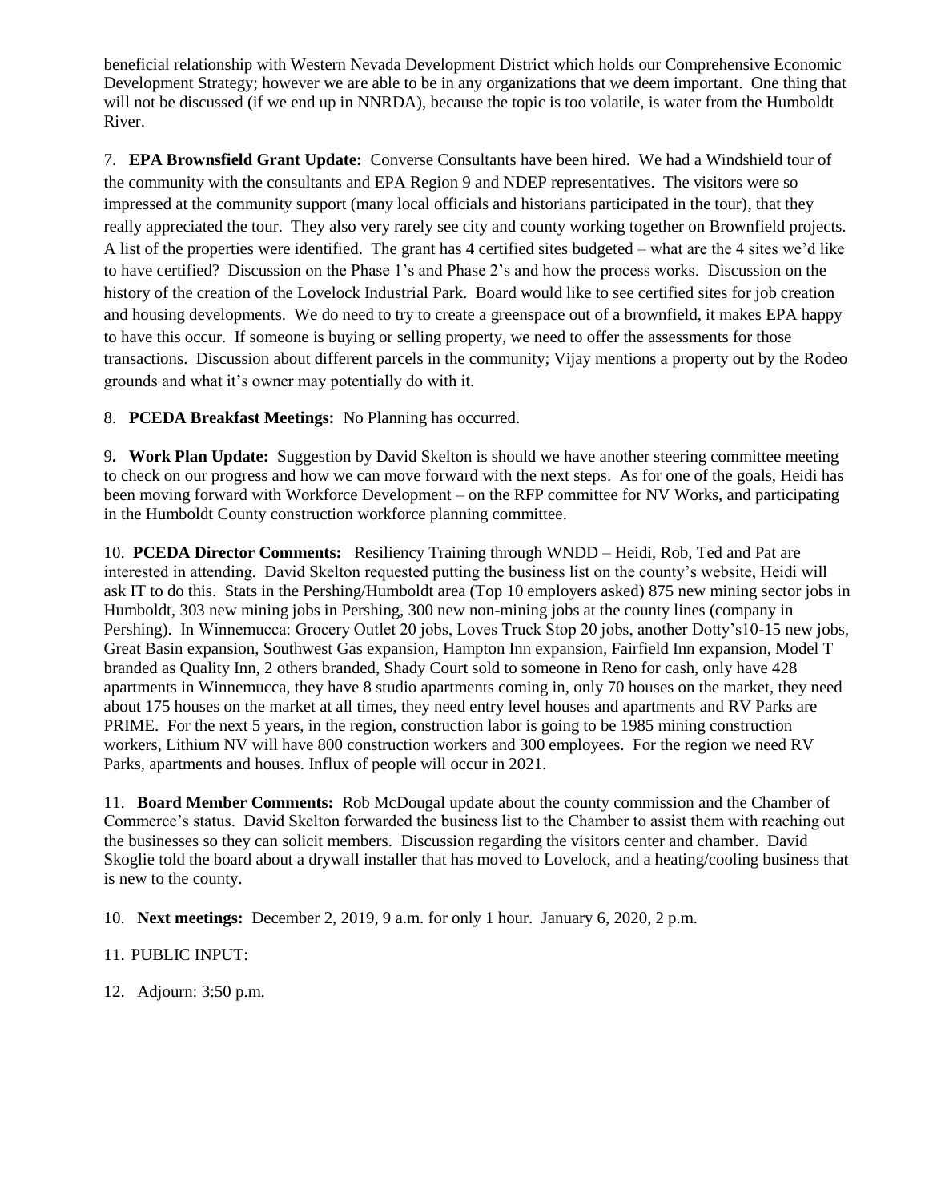beneficial relationship with Western Nevada Development District which holds our Comprehensive Economic Development Strategy; however we are able to be in any organizations that we deem important. One thing that will not be discussed (if we end up in NNRDA), because the topic is too volatile, is water from the Humboldt River.

7. **EPA Brownsfield Grant Update:** Converse Consultants have been hired. We had a Windshield tour of the community with the consultants and EPA Region 9 and NDEP representatives. The visitors were so impressed at the community support (many local officials and historians participated in the tour), that they really appreciated the tour. They also very rarely see city and county working together on Brownfield projects. A list of the properties were identified. The grant has 4 certified sites budgeted – what are the 4 sites we'd like to have certified? Discussion on the Phase 1's and Phase 2's and how the process works. Discussion on the history of the creation of the Lovelock Industrial Park. Board would like to see certified sites for job creation and housing developments. We do need to try to create a greenspace out of a brownfield, it makes EPA happy to have this occur. If someone is buying or selling property, we need to offer the assessments for those transactions. Discussion about different parcels in the community; Vijay mentions a property out by the Rodeo grounds and what it's owner may potentially do with it.

8. **PCEDA Breakfast Meetings:** No Planning has occurred.

9**. Work Plan Update:** Suggestion by David Skelton is should we have another steering committee meeting to check on our progress and how we can move forward with the next steps. As for one of the goals, Heidi has been moving forward with Workforce Development – on the RFP committee for NV Works, and participating in the Humboldt County construction workforce planning committee.

10. **PCEDA Director Comments:** Resiliency Training through WNDD – Heidi, Rob, Ted and Pat are interested in attending. David Skelton requested putting the business list on the county's website, Heidi will ask IT to do this. Stats in the Pershing/Humboldt area (Top 10 employers asked) 875 new mining sector jobs in Humboldt, 303 new mining jobs in Pershing, 300 new non-mining jobs at the county lines (company in Pershing). In Winnemucca: Grocery Outlet 20 jobs, Loves Truck Stop 20 jobs, another Dotty's10-15 new jobs, Great Basin expansion, Southwest Gas expansion, Hampton Inn expansion, Fairfield Inn expansion, Model T branded as Quality Inn, 2 others branded, Shady Court sold to someone in Reno for cash, only have 428 apartments in Winnemucca, they have 8 studio apartments coming in, only 70 houses on the market, they need about 175 houses on the market at all times, they need entry level houses and apartments and RV Parks are PRIME. For the next 5 years, in the region, construction labor is going to be 1985 mining construction workers, Lithium NV will have 800 construction workers and 300 employees. For the region we need RV Parks, apartments and houses. Influx of people will occur in 2021.

11. **Board Member Comments:** Rob McDougal update about the county commission and the Chamber of Commerce's status. David Skelton forwarded the business list to the Chamber to assist them with reaching out the businesses so they can solicit members. Discussion regarding the visitors center and chamber. David Skoglie told the board about a drywall installer that has moved to Lovelock, and a heating/cooling business that is new to the county.

10. **Next meetings:** December 2, 2019, 9 a.m. for only 1 hour. January 6, 2020, 2 p.m.

11. PUBLIC INPUT:

12. Adjourn: 3:50 p.m.